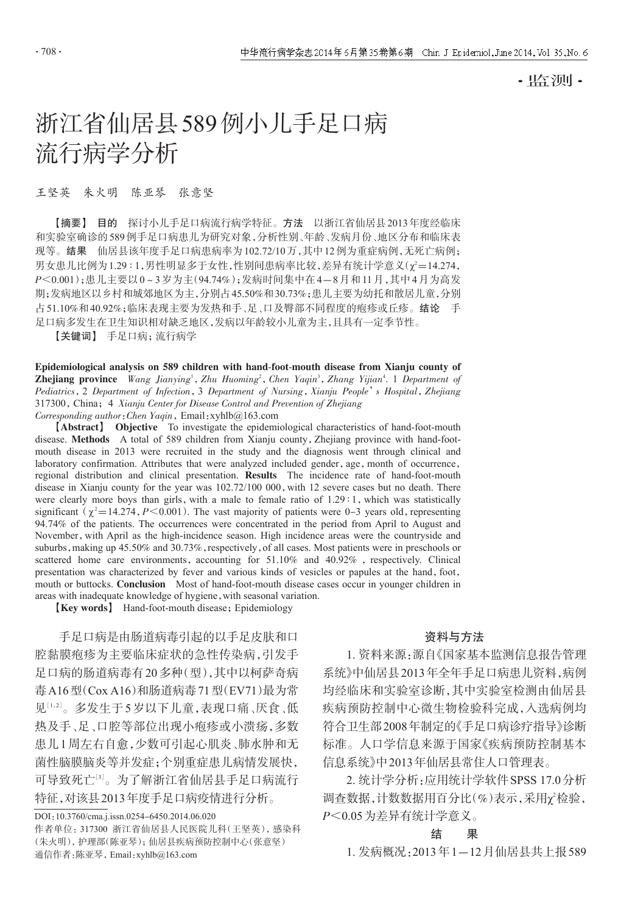·监测·

# 浙江省仙居县589例小儿手足口病流行病学分析

王坚英　朱火明　陈亚琴　张意坚

【摘要】 **目的**　探讨小儿手足口病流行病学特征。**方法**　以浙江省仙居县2013年度经临床和实验室确诊的589例手足口病患儿为研究对象，分析性别、年龄、发病月份、地区分布和临床表现等。**结果**　仙居县该年度手足口病患病率为102.72/10万，其中12例为重症病例，无死亡病例；男女患儿比例为1.29∶1，男性明显多于女性，性别间患病率比较，差异有统计学意义（$\chi^2$=14.274，$P$<0.001）；患儿主要以0～3岁为主（94.74%）；发病时间集中在4—8月和11月，其中4月为高发期；发病地区以乡村和城郊地区为主，分别占45.50%和30.73%；患儿主要为幼托和散居儿童，分别占51.10%和40.92%；临床表现主要为发热和手、足、口及臀部不同程度的疱疹或丘疹。**结论**　手足口病多发生在卫生知识相对缺乏地区，发病以年龄较小儿童为主，且具有一定季节性。

【关键词】 手足口病；流行病学

**Epidemiological analysis on 589 children with hand-foot-mouth disease from Xianju county of Zhejiang province**　*Wang Jianying*[1], *Zhu Huoming*[2], *Chen Yaqin*[3], *Zhang Yijian*[4]. *1 Department of Pediatrics, 2 Department of Infection, 3 Department of Nursing, Xianju People's Hospital, Zhejiang* 317300, China; *4 Xianju Center for Disease Control and Prevention of Zhejiang*

*Corresponding author: Chen Yaqin*, Email: xyhlb@163.com

【**Abstract**】 **Objective**　To investigate the epidemiological characteristics of hand-foot-mouth disease. **Methods**　A total of 589 children from Xianju county, Zhejiang province with hand-foot-mouth disease in 2013 were recruited in the study and the diagnosis went through clinical and laboratory confirmation. Attributes that were analyzed included gender, age, month of occurrence, regional distribution and clinical presentation. **Results**　The incidence rate of hand-foot-mouth disease in Xianju county for the year was 102.72/100 000, with 12 severe cases but no death. There were clearly more boys than girls, with a male to female ratio of 1.29∶1, which was statistically significant ($\chi^2$=14.274, $P$<0.001). The vast majority of patients were 0–3 years old, representing 94.74% of the patients. The occurrences were concentrated in the period from April to August and November, with April as the high-incidence season. High incidence areas were the countryside and suburbs, making up 45.50% and 30.73%, respectively, of all cases. Most patients were in preschools or scattered home care environments, accounting for 51.10% and 40.92%, respectively. Clinical presentation was characterized by fever and various kinds of vesicles or papules at the hand, foot, mouth or buttocks. **Conclusion**　Most of hand-foot-mouth disease cases occur in younger children in areas with inadequate knowledge of hygiene, with seasonal variation.

【**Key words**】 Hand-foot-mouth disease; Epidemiology

手足口病是由肠道病毒引起的以手足皮肤和口腔黏膜疱疹为主要临床症状的急性传染病，引发手足口病的肠道病毒有20多种（型），其中以柯萨奇病毒A16型（Cox A16）和肠道病毒71型（EV71）最为常见[1,2]。多发生于5岁以下儿童，表现口痛、厌食、低热及手、足、口腔等部位出现小疱疹或小溃疡，多数患儿1周左右自愈，少数可引起心肌炎、肺水肿和无菌性脑膜脑炎等并发症；个别重症患儿病情发展快，可导致死亡[3]。为了解浙江省仙居县手足口病流行特征，对该县2013年度手足口病疫情进行分析。

DOI：10.3760/cma.j.issn.0254-6450.2014.06.020

作者单位：317300　浙江省仙居县人民医院儿科（王坚英），感染科（朱火明），护理部（陈亚琴）；仙居县疾病预防控制中心（张意坚）

通信作者：陈亚琴，Email：xyhlb@163.com

## 资料与方法

1. 资料来源：源自《国家基本监测信息报告管理系统》中仙居县2013年全年手足口病患儿资料，病例均经临床和实验室诊断，其中实验室检测由仙居县疾病预防控制中心微生物检验科完成，入选病例均符合卫生部2008年制定的《手足口病诊疗指导》诊断标准。人口学信息来源于国家《疾病预防控制基本信息系统》中2013年仙居县常住人口管理表。

2. 统计学分析：应用统计学软件SPSS 17.0分析调查数据，计数数据用百分比（%）表示，采用$\chi^2$检验，$P$<0.05为差异有统计学意义。

## 结　　果

1. 发病概况：2013年1—12月仙居县共上报589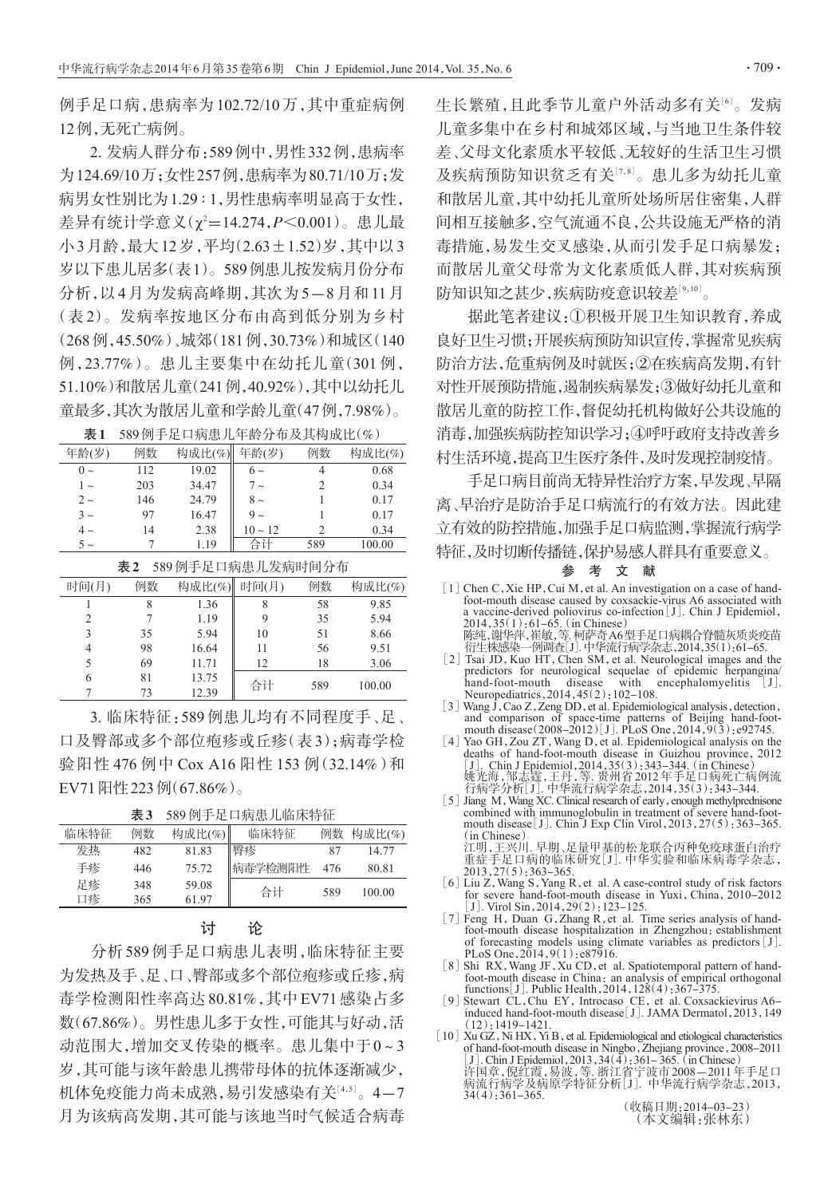例手足口病，患病率为102.72/10万，其中重症病例12例，无死亡病例。

2. 发病人群分布：589例中，男性332例，患病率为124.69/10万；女性257例，患病率为80.71/10万；发病男女性别比为1.29∶1，男性患病率明显高于女性，差异有统计学意义（$\chi^2$=14.274，$P$<0.001）。患儿最小3月龄，最大12岁，平均（2.63±1.52）岁，其中以3岁以下患儿居多（表1）。589例患儿按发病月份分布分析，以4月为发病高峰期，其次为5－8月和11月（表2）。发病率按地区分布由高到低分别为乡村（268例，45.50%）、城郊（181例，30.73%）和城区（140例，23.77%）。患儿主要集中在幼托儿童（301例，51.10%）和散居儿童（241例，40.92%），其中以幼托儿童最多，其次为散居儿童和学龄儿童（47例，7.98%）。

**表1** 589例手足口病患儿年龄分布及其构成比（%）

| 年龄(岁) | 例数 | 构成比(%) | 年龄(岁) | 例数 | 构成比(%) |
|---|---|---|---|---|---|
| 0～ | 112 | 19.02 | 6～ | 4 | 0.68 |
| 1～ | 203 | 34.47 | 7～ | 2 | 0.34 |
| 2～ | 146 | 24.79 | 8～ | 1 | 0.17 |
| 3～ | 97 | 16.47 | 9～ | 1 | 0.17 |
| 4～ | 14 | 2.38 | 10～12 | 2 | 0.34 |
| 5～ | 7 | 1.19 | 合计 | 589 | 100.00 |

**表2** 589例手足口病患儿发病时间分布

| 时间(月) | 例数 | 构成比(%) | 时间(月) | 例数 | 构成比(%) |
|---|---|---|---|---|---|
| 1 | 8 | 1.36 | 8 | 58 | 9.85 |
| 2 | 7 | 1.19 | 9 | 35 | 5.94 |
| 3 | 35 | 5.94 | 10 | 51 | 8.66 |
| 4 | 98 | 16.64 | 11 | 56 | 9.51 |
| 5 | 69 | 11.71 | 12 | 18 | 3.06 |
| 6 | 81 | 13.75 | 合计 | 589 | 100.00 |
| 7 | 73 | 12.39 | | | |

3. 临床特征：589例患儿均有不同程度手、足、口及臀部或多个部位疱疹或丘疹（表3）；病毒学检验阳性476例中Cox A16阳性153例（32.14%）和EV71阳性223例（67.86%）。

**表3** 589例手足口病患儿临床特征

| 临床特征 | 例数 | 构成比(%) | 临床特征 | 例数 | 构成比(%) |
|---|---|---|---|---|---|
| 发热 | 482 | 81.83 | 臀疹 | 87 | 14.77 |
| 手疹 | 446 | 75.72 | 病毒学检测阳性 | 476 | 80.81 |
| 足疹 | 348 | 59.08 | 合计 | 589 | 100.00 |
| 口疹 | 365 | 61.97 | | | |

## 讨 论

分析589例手足口病患儿表明，临床特征主要为发热及手、足、口、臀部或多个部位疱疹或丘疹，病毒学检测阳性率高达80.81%，其中EV71感染占多数（67.86%）。男性患儿多于女性，可能其与好动，活动范围大，增加交叉传染的概率。患儿集中于0～3岁，其可能与该年龄患儿携带母体的抗体逐渐减少，机体免疫能力尚未成熟，易引发感染有关[4,5]。4－7月为该病高发期，其可能与该地当时气候适合病毒生长繁殖，且此季节儿童户外活动多有关[6]。发病儿童多集中在乡村和城郊区域，与当地卫生条件较差、父母文化素质水平较低、无较好的生活卫生习惯及疾病预防知识贫乏有关[7,8]。患儿多为幼托儿童和散居儿童，其中幼托儿童所处场所居住密集，人群间相互接触多，空气流通不良，公共设施无严格的消毒措施，易发生交叉感染，从而引发手足口病暴发；而散居儿童父母常为文化素质低人群，其对疾病预防知识知之甚少，疾病防疫意识较差[9,10]。

据此笔者建议：①积极开展卫生知识教育，养成良好卫生习惯；开展疾病预防知识宣传，掌握常见疾病防治方法，危重病例及时就医；②在疾病高发期，有针对性开展预防措施，遏制疾病暴发；③做好幼托儿童和散居儿童的防控工作，督促幼托机构做好公共设施的消毒，加强疾病防控知识学习；④呼吁政府支持改善乡村生活环境，提高卫生医疗条件，及时发现控制疫情。

手足口病目前尚无特异性治疗方案，早发现、早隔离、早治疗是防治手足口病流行的有效方法。因此建立有效的防控措施，加强手足口病监测，掌握流行病学特征，及时切断传播链，保护易感人群具有重要意义。

## 参 考 文 献

[1] Chen C, Xie HP, Cui M, et al. An investigation on a case of hand-foot-mouth disease caused by coxsackie-virus A6 associated with a vaccine-derived poliovirus co-infection[J]. Chin J Epidemiol, 2014, 35(1):61-65. (in Chinese)
陈纯，谢华萍，崔敏，等. 柯萨奇A6型手足口病耦合脊髓灰质炎疫苗衍生株感染一例调查[J]. 中华流行病学杂志，2014，35(1):61-65.

[2] Tsai JD, Kuo HT, Chen SM, et al. Neurological images and the predictors for neurological sequelae of epidemic herpangina/hand-foot-mouth disease with encephalomyelitis [J]. Neuropediatrics, 2014, 45(2):102-108.

[3] Wang J, Cao Z, Zeng DD, et al. Epidemiological analysis, detection, and comparison of space-time patterns of Beijing hand-foot-mouth disease(2008-2012)[J]. PLoS One, 2014, 9(3):e92745.

[4] Yao GH, Zou ZT, Wang D, et al. Epidemiological analysis on the deaths of hand-foot-mouth disease in Guizhou province, 2012 [J]. Chin J Epidemiol, 2014, 35(3):343-344. (in Chinese)
姚光海，邹志霆，王丹，等. 贵州省2012年手足口病死亡病例流行病学分析[J]. 中华流行病学杂志，2014，35(3):343-344.

[5] Jiang M, Wang XC. Clinical research of early, enough methylprednisone combined with immunoglobulin in treatment of severe hand-foot-mouth disease[J]. Chin J Exp Clin Virol, 2013, 27(5):363-365. (in Chinese)
江明，王兴川. 早期、足量甲基的松龙联合丙种免疫球蛋白治疗重症手足口病的临床研究[J]. 中华实验和临床病毒学杂志，2013，27(5):363-365.

[6] Liu Z, Wang S, Yang R, et al. A case-control study of risk factors for severe hand-foot-mouth disease in Yuxi, China, 2010-2012 [J]. Virol Sin, 2014, 29(2):123-125.

[7] Feng H, Duan G, Zhang R, et al. Time series analysis of hand-foot-mouth disease hospitalization in Zhengzhou: establishment of forecasting models using climate variables as predictors[J]. PLoS One, 2014, 9(1):e87916.

[8] Shi RX, Wang JF, Xu CD, et al. Spatiotemporal pattern of hand-foot-mouth disease in China: an analysis of empirical orthogonal functions[J]. Public Health, 2014, 128(4):367-375.

[9] Stewart CL, Chu EY, Introcaso CE, et al. Coxsackievirus A6-induced hand-foot-mouth disease[J]. JAMA Dermatol, 2013, 149 (12):1419-1421.

[10] Xu GZ, Ni HX, Yi B, et al. Epidemiological and etiological characteristics of hand-foot-mouth disease in Ningbo, Zhejiang province, 2008-2011 [J]. Chin J Epidemiol, 2013, 34(4):361-365. (in Chinese)
许国章，倪红霞，易波，等. 浙江省宁波市2008－2011年手足口病流行病学及病原学特征分析[J]. 中华流行病学杂志，2013，34(4):361-365.

（收稿日期：2014-03-23）
（本文编辑：张林东）